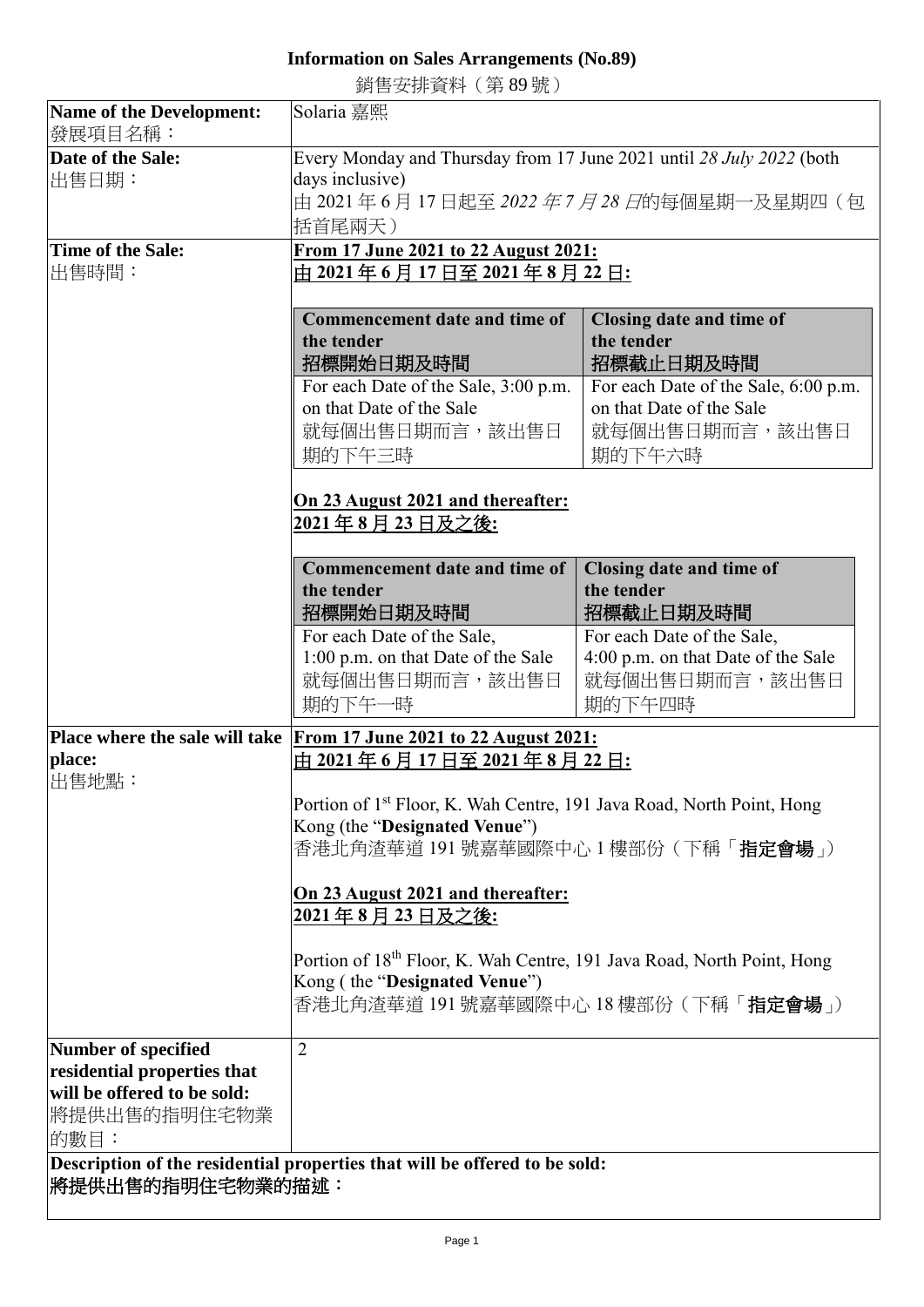# Information on Sales Arrangements (No.89)

銷售安排資料（第 89 號）

| **Name of the Development:**<br>發展項目名稱： | Solaria 嘉熙 |
|---|---|
| **Date of the Sale:**<br>出售日期： | Every Monday and Thursday from 17 June 2021 until *28 July 2022* (both days inclusive)<br>由 2021 年 6 月 17 日起至 *2022 年 7 月 28 日*的每個星期一及星期四（包括首尾兩天） |
| **Time of the Sale:**<br>出售時間： | **From 17 June 2021 to 22 August 2021:**<br>**由 2021 年 6 月 17 日至 2021 年 8 月 22 日:**<br><br>**Commencement date and time of the tender 招標開始日期及時間:** For each Date of the Sale, 3:00 p.m. on that Date of the Sale 就每個出售日期而言，該出售日期的下午三時<br>**Closing date and time of the tender 招標截止日期及時間:** For each Date of the Sale, 6:00 p.m. on that Date of the Sale 就每個出售日期而言，該出售日期的下午六時<br><br>**On 23 August 2021 and thereafter:**<br>**2021 年 8 月 23 日及之後:**<br><br>**Commencement date and time of the tender 招標開始日期及時間:** For each Date of the Sale, 1:00 p.m. on that Date of the Sale 就每個出售日期而言，該出售日期的下午一時<br>**Closing date and time of the tender 招標截止日期及時間:** For each Date of the Sale, 4:00 p.m. on that Date of the Sale 就每個出售日期而言，該出售日期的下午四時 |
| **Place where the sale will take place:**<br>出售地點： | **From 17 June 2021 to 22 August 2021:**<br>**由 2021 年 6 月 17 日至 2021 年 8 月 22 日:**<br><br>Portion of 1st Floor, K. Wah Centre, 191 Java Road, North Point, Hong Kong (the "**Designated Venue**")<br>香港北角渣華道 191 號嘉華國際中心 1 樓部份（下稱「**指定會場**」）<br><br>**On 23 August 2021 and thereafter:**<br>**2021 年 8 月 23 日及之後:**<br><br>Portion of 18th Floor, K. Wah Centre, 191 Java Road, North Point, Hong Kong ( the "**Designated Venue**")<br>香港北角渣華道 191 號嘉華國際中心 18 樓部份（下稱「**指定會場**」） |
| **Number of specified residential properties that will be offered to be sold:**<br>將提供出售的指明住宅物業的數目： | 2 |

**Description of the residential properties that will be offered to be sold:**
**將提供出售的指明住宅物業的描述：**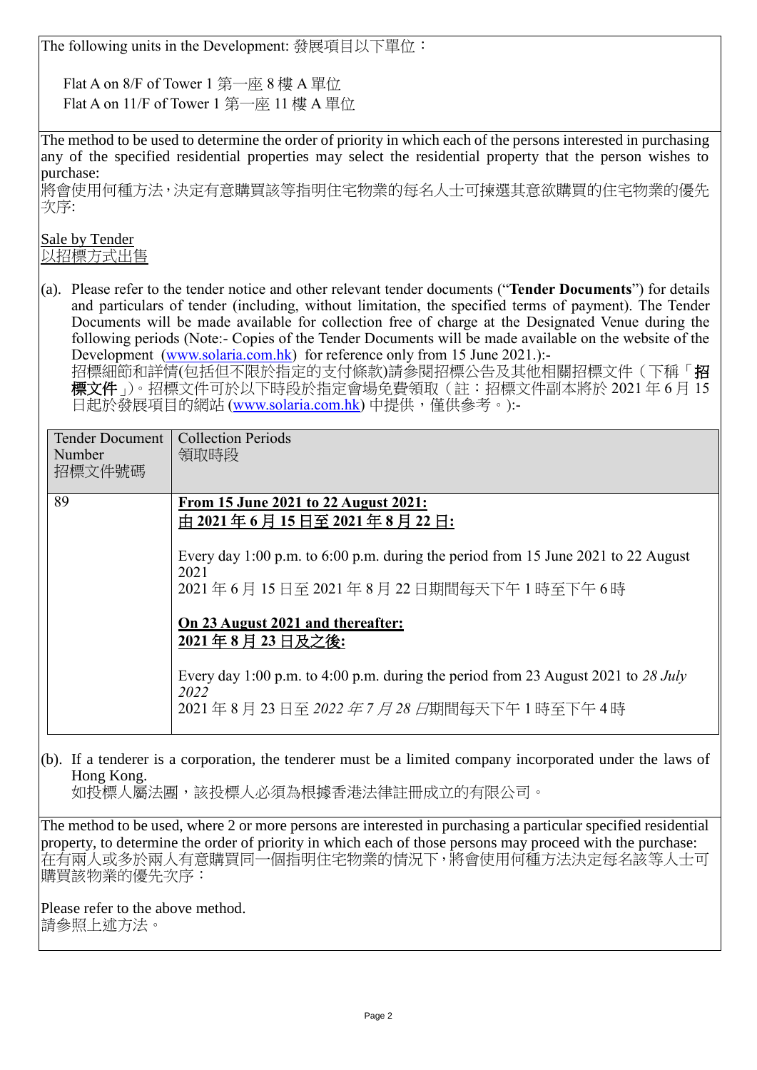The following units in the Development: 發展項目以下單位：

Flat A on 8/F of Tower 1 第一座 8 樓 A 單位
Flat A on 11/F of Tower 1 第一座 11 樓 A 單位

The method to be used to determine the order of priority in which each of the persons interested in purchasing any of the specified residential properties may select the residential property that the person wishes to purchase:
將會使用何種方法，決定有意購買該等指明住宅物業的每名人士可揀選其意欲購買的住宅物業的優先次序:

Sale by Tender
以招標方式出售

(a). Please refer to the tender notice and other relevant tender documents ("**Tender Documents**") for details and particulars of tender (including, without limitation, the specified terms of payment). The Tender Documents will be made available for collection free of charge at the Designated Venue during the following periods (Note:- Copies of the Tender Documents will be made available on the website of the Development (www.solaria.com.hk) for reference only from 15 June 2021.):-
招標細節和詳情(包括但不限於指定的支付條款)請參閱招標公告及其他相關招標文件（下稱「**招標文件**」)。招標文件可於以下時段於指定會場免費領取（註：招標文件副本將於 2021 年 6 月 15 日起於發展項目的網站 (www.solaria.com.hk) 中提供，僅供參考。):-

| Tender Document Number 招標文件號碼 | Collection Periods 領取時段 |
|---|---|
| 89 | **From 15 June 2021 to 22 August 2021:**<br>**由 2021 年 6 月 15 日至 2021 年 8 月 22 日:**<br><br>Every day 1:00 p.m. to 6:00 p.m. during the period from 15 June 2021 to 22 August 2021<br>2021 年 6 月 15 日至 2021 年 8 月 22 日期間每天下午 1 時至下午 6 時<br><br>**On 23 August 2021 and thereafter:**<br>**2021 年 8 月 23 日及之後:**<br><br>Every day 1:00 p.m. to 4:00 p.m. during the period from 23 August 2021 to *28 July 2022*<br>2021 年 8 月 23 日至 *2022 年 7 月 28 日*期間每天下午 1 時至下午 4 時 |

(b). If a tenderer is a corporation, the tenderer must be a limited company incorporated under the laws of Hong Kong.
如投標人屬法團，該投標人必須為根據香港法律註冊成立的有限公司。

The method to be used, where 2 or more persons are interested in purchasing a particular specified residential property, to determine the order of priority in which each of those persons may proceed with the purchase:
在有兩人或多於兩人有意購買同一個指明住宅物業的情況下，將會使用何種方法決定每名該等人士可購買該物業的優先次序：

Please refer to the above method.
請參照上述方法。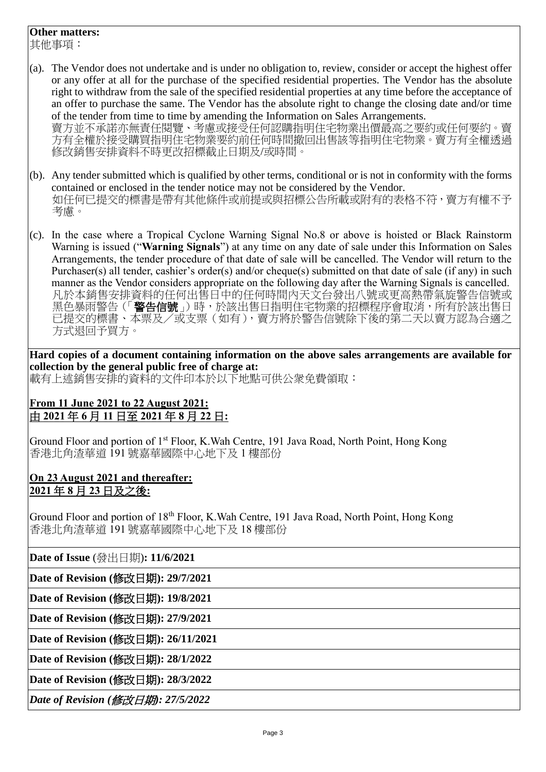**Other matters:**
其他事項：

(a). The Vendor does not undertake and is under no obligation to, review, consider or accept the highest offer or any offer at all for the purchase of the specified residential properties. The Vendor has the absolute right to withdraw from the sale of the specified residential properties at any time before the acceptance of an offer to purchase the same. The Vendor has the absolute right to change the closing date and/or time of the tender from time to time by amending the Information on Sales Arrangements.
賣方並不承諾亦無責任閱覽、考慮或接受任何認購指明住宅物業出價最高之要約或任何要約。賣方有全權於接受購買指明住宅物業要約前任何時間撤回出售該等指明住宅物業。賣方有全權透過修改銷售安排資料不時更改招標截止日期及/或時間。

(b). Any tender submitted which is qualified by other terms, conditional or is not in conformity with the forms contained or enclosed in the tender notice may not be considered by the Vendor.
如任何已提交的標書是帶有其他條件或前提或與招標公告所載或附有的表格不符，賣方有權不予考慮。

(c). In the case where a Tropical Cyclone Warning Signal No.8 or above is hoisted or Black Rainstorm Warning is issued ("**Warning Signals**") at any time on any date of sale under this Information on Sales Arrangements, the tender procedure of that date of sale will be cancelled. The Vendor will return to the Purchaser(s) all tender, cashier's order(s) and/or cheque(s) submitted on that date of sale (if any) in such manner as the Vendor considers appropriate on the following day after the Warning Signals is cancelled.
凡於本銷售安排資料的任何出售日中的任何時間內天文台發出八號或更高熱帶氣旋警告信號或黑色暴雨警告（「**警告信號**」）時，於該出售日指明住宅物業的招標程序會取消，所有於該出售日已提交的標書、本票及／或支票（如有），賣方將於警告信號除下後的第二天以賣方認為合適之方式退回予買方。

**Hard copies of a document containing information on the above sales arrangements are available for collection by the general public free of charge at:**
載有上述銷售安排的資料的文件印本於以下地點可供公眾免費領取：

**From 11 June 2021 to 22 August 2021:**
**由 2021 年 6 月 11 日至 2021 年 8 月 22 日:**

Ground Floor and portion of 1st Floor, K.Wah Centre, 191 Java Road, North Point, Hong Kong
香港北角渣華道 191 號嘉華國際中心地下及 1 樓部份

**On 23 August 2021 and thereafter:**
**2021 年 8 月 23 日及之後:**

Ground Floor and portion of 18th Floor, K.Wah Centre, 191 Java Road, North Point, Hong Kong
香港北角渣華道 191 號嘉華國際中心地下及 18 樓部份

**Date of Issue** (發出日期)**: 11/6/2021**

**Date of Revision (修改日期): 29/7/2021**

**Date of Revision (修改日期): 19/8/2021**

**Date of Revision (修改日期): 27/9/2021**

**Date of Revision (修改日期): 26/11/2021**

**Date of Revision (修改日期): 28/1/2022**

**Date of Revision (修改日期): 28/3/2022**

***Date of Revision (修改日期): 27/5/2022***